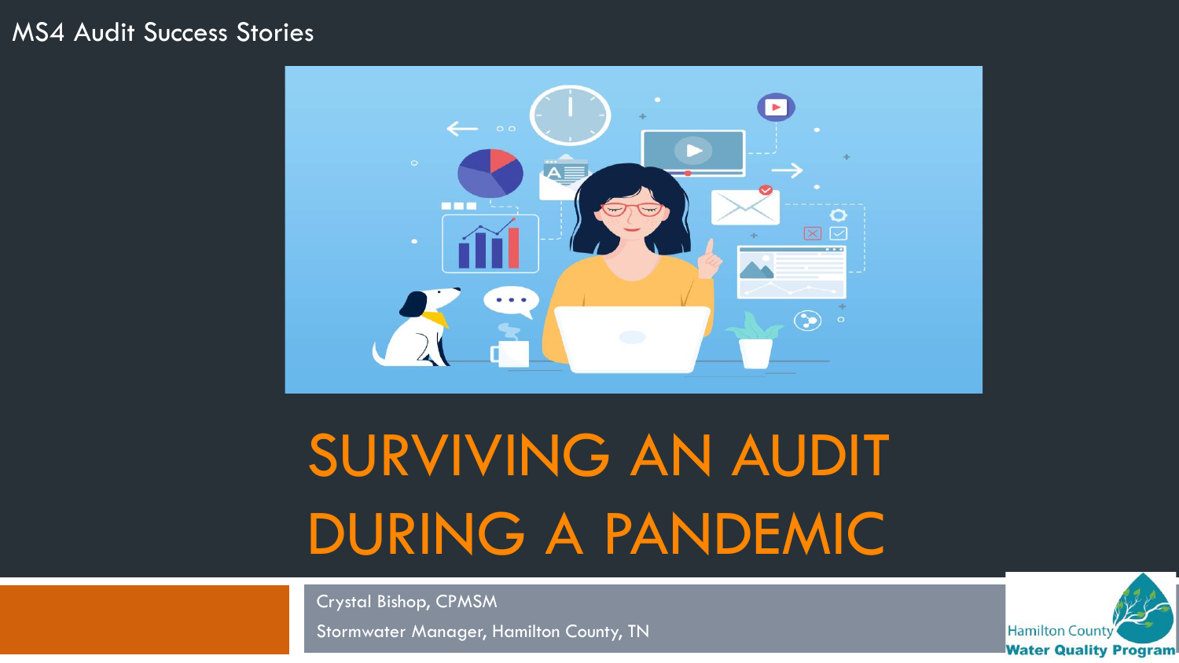MS4 Audit Success Stories

# SURVIVING AN AUDIT DURING A PANDEMIC

Crystal Bishop, CPMSM

Stormwater Manager, Hamilton County, TN

Hamilton County Water Quality Program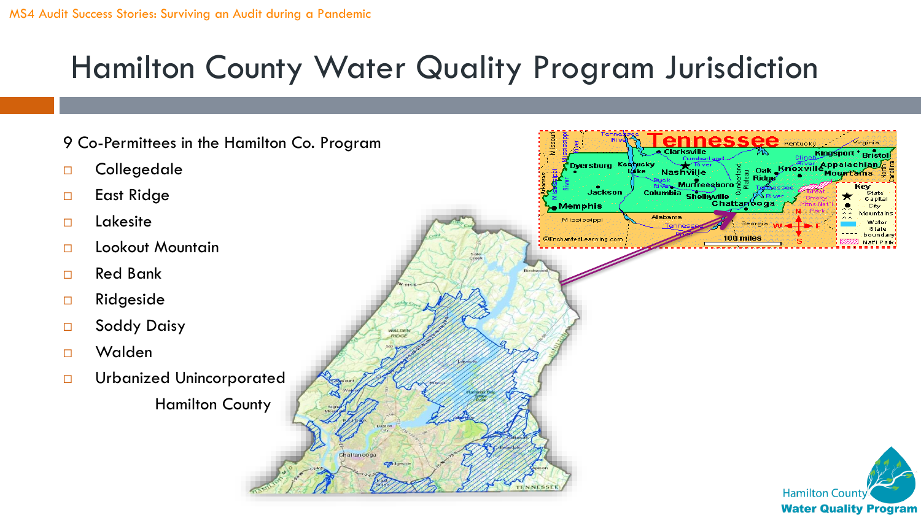# Hamilton County Water Quality Program Jurisdiction

9 Co-Permittees in the Hamilton Co. Program

- Collegedale
- East Ridge
- Lakesite
- Lookout Mountain
- Red Bank
- Ridgeside
- Soddy Daisy
- Walden
- Urbanized Unincorporated Hamilton County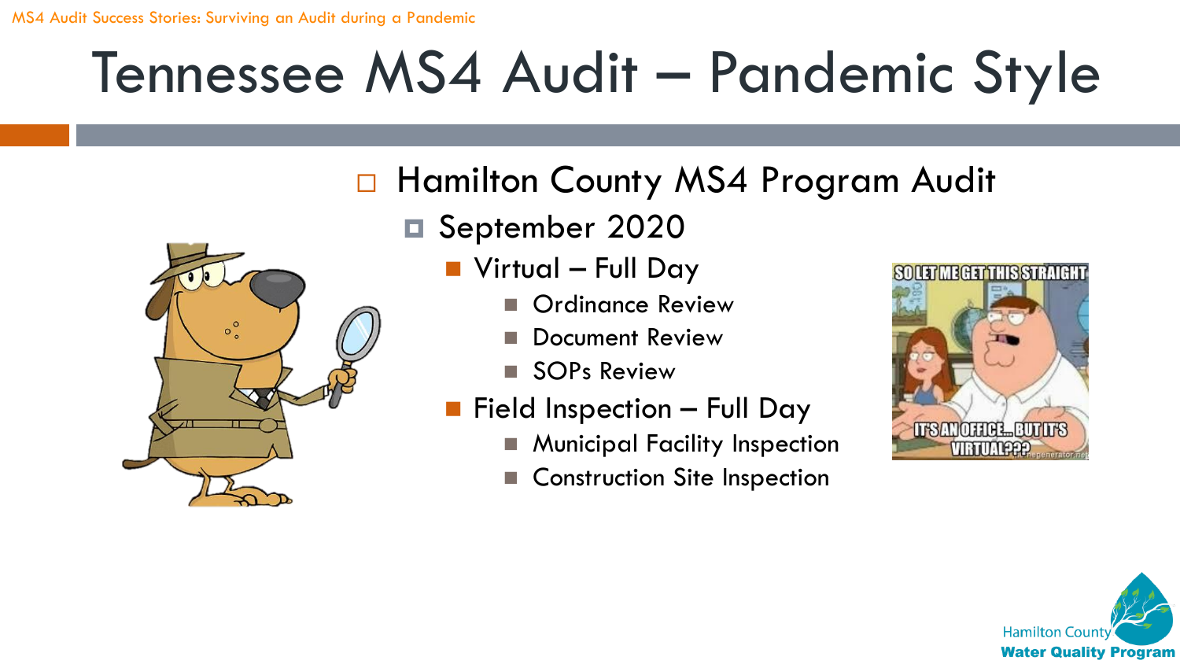# Tennessee MS4 Audit – Pandemic Style

- Hamilton County MS4 Program Audit
  - September 2020
    - Virtual – Full Day
      - Ordinance Review
      - Document Review
      - SOPs Review
    - Field Inspection – Full Day
      - Municipal Facility Inspection
      - Construction Site Inspection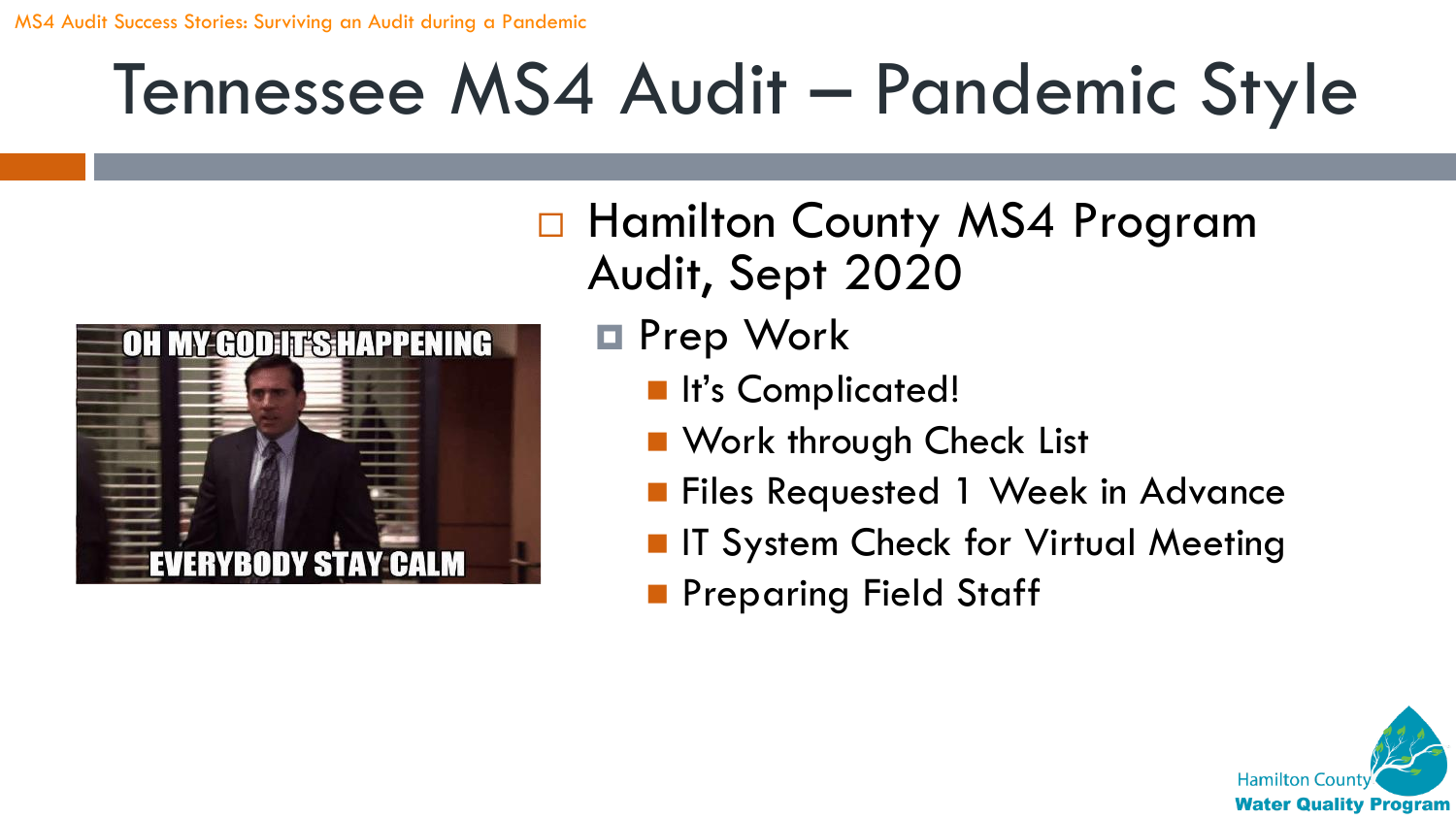# Tennessee MS4 Audit – Pandemic Style

- Hamilton County MS4 Program Audit, Sept 2020
  - Prep Work
    - It's Complicated!
    - Work through Check List
    - Files Requested 1 Week in Advance
    - IT System Check for Virtual Meeting
    - Preparing Field Staff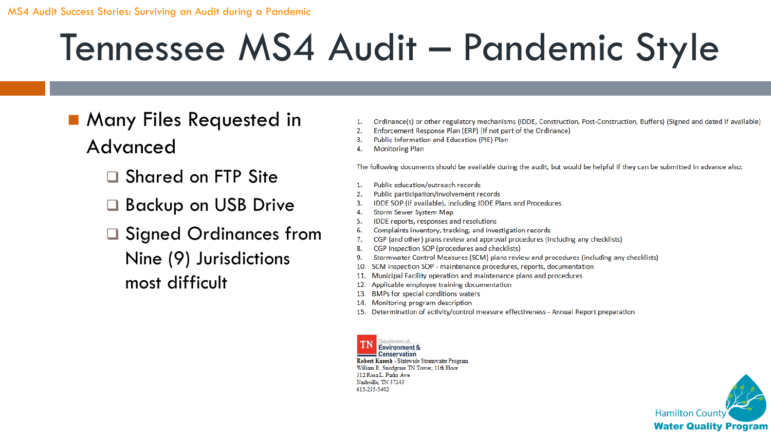# Tennessee MS4 Audit – Pandemic Style

- Many Files Requested in Advanced
  - Shared on FTP Site
  - Backup on USB Drive
  - Signed Ordinances from Nine (9) Jurisdictions most difficult

1. Ordinance(s) or other regulatory mechanisms (IDDE, Construction, Post-Construction, Buffers) (Signed and dated if available)
2. Enforcement Response Plan (ERP) (If not part of the Ordinance)
3. Public Information and Education (PIE) Plan
4. Monitoring Plan

The following documents should be available during the audit, but would be helpful if they can be submitted in advance also:

1. Public education/outreach records
2. Public participation/involvement records
3. IDDE SOP (if available), including IDDE Plans and Procedures
4. Storm Sewer System Map
5. IDDE reports, responses and resolutions
6. Complaints inventory, tracking, and investigation records
7. CGP (and other) plans review and approval procedures (including any checklists)
8. CGP Inspection SOP (procedures and checklists)
9. Stormwater Control Measures (SCM) plans review and procedures (including any checklists)
10. SCM inspection SOP - maintenance procedures, reports, documentation
11. Municipal Facility operation and maintenance plans and procedures
12. Applicable employee training documentation
13. BMPs for special conditions waters
14. Monitoring program description
15. Determination of activity/control measure effectiveness - Annual Report preparation

TN Department of Environment & Conservation
**Robert Karesh** - Statewide Stormwater Program
William R. Snodgrass TN Tower, 11th Floor
312 Rosa L. Parks Ave
Nashville, TN 37243
615-235-5402

Hamilton County **Water Quality Program**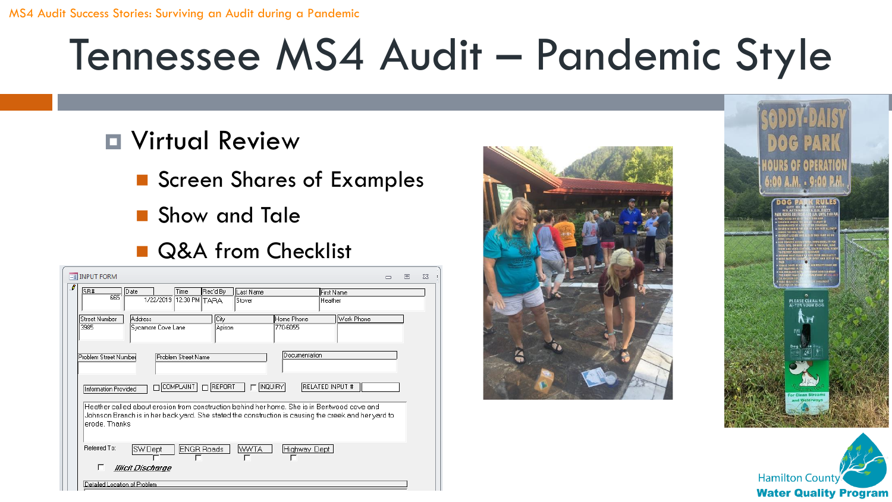# Tennessee MS4 Audit – Pandemic Style

- Virtual Review
  - Screen Shares of Examples
  - Show and Tale
  - Q&A from Checklist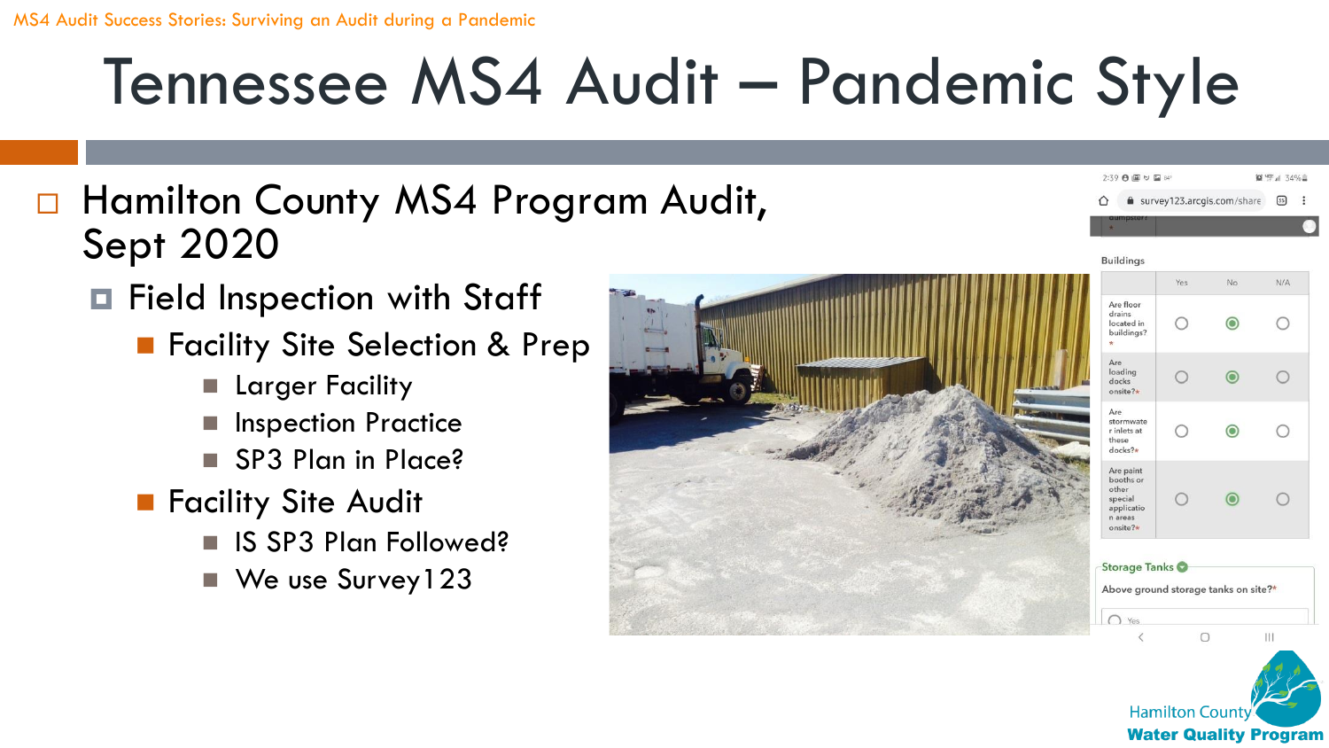# Tennessee MS4 Audit – Pandemic Style

- Hamilton County MS4 Program Audit, Sept 2020
  - Field Inspection with Staff
    - Facility Site Selection & Prep
      - Larger Facility
      - Inspection Practice
      - SP3 Plan in Place?
    - Facility Site Audit
      - IS SP3 Plan Followed?
      - We use Survey123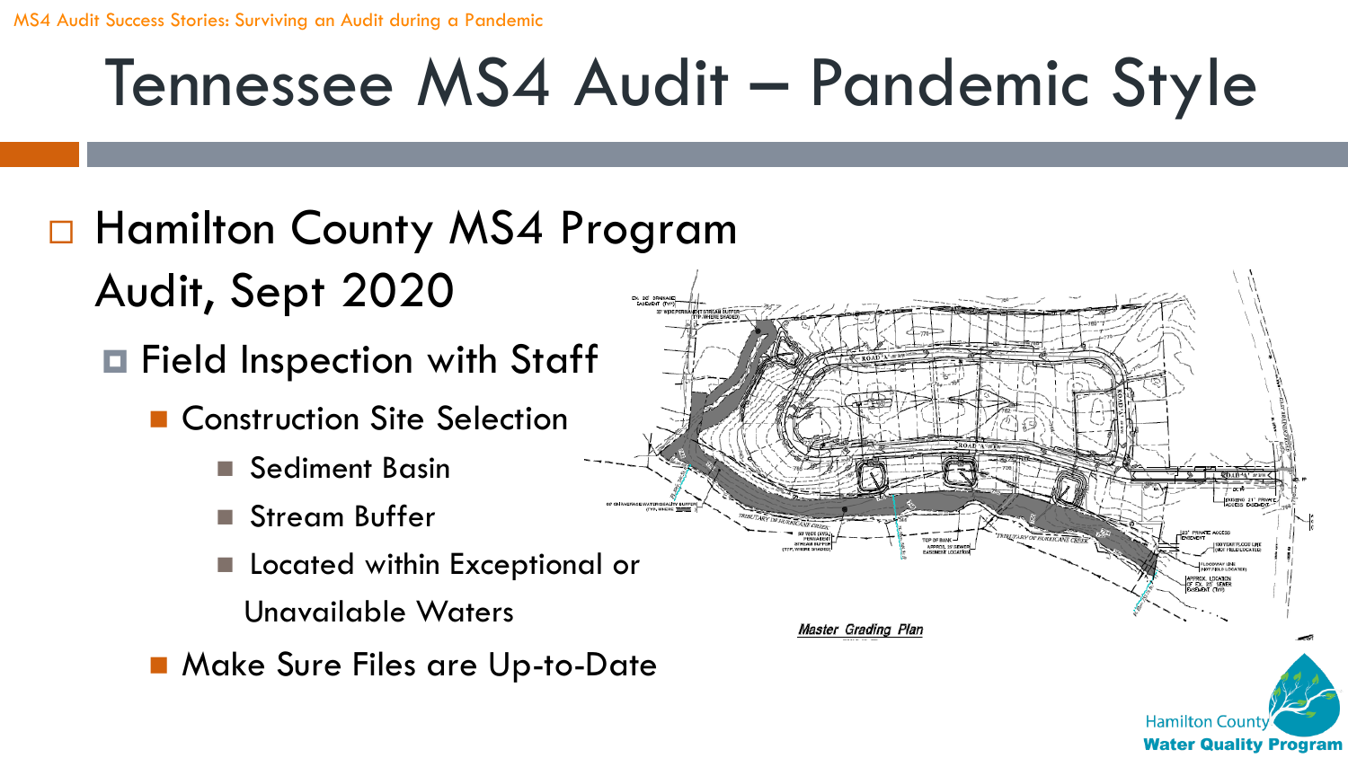# Tennessee MS4 Audit – Pandemic Style

- Hamilton County MS4 Program Audit, Sept 2020
  - Field Inspection with Staff
    - Construction Site Selection
      - Sediment Basin
      - Stream Buffer
      - Located within Exceptional or Unavailable Waters
    - Make Sure Files are Up-to-Date

*Master Grading Plan*

Hamilton County Water Quality Program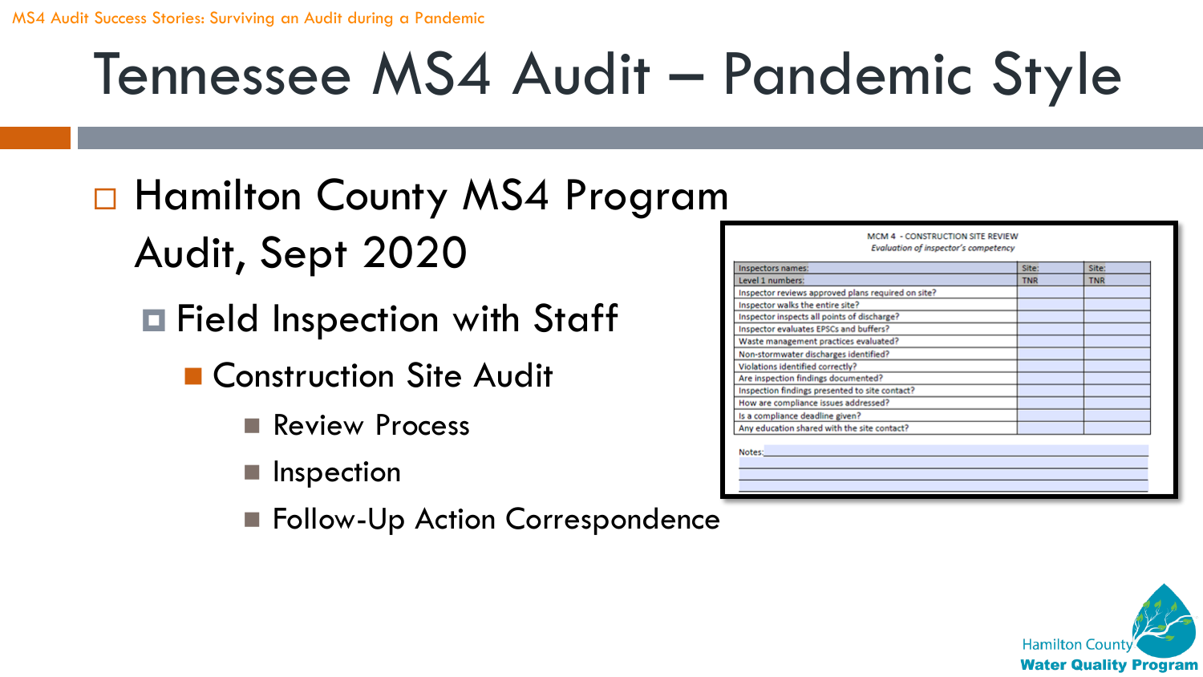# Tennessee MS4 Audit – Pandemic Style

- Hamilton County MS4 Program Audit, Sept 2020
  - Field Inspection with Staff
    - Construction Site Audit
      - Review Process
      - Inspection
      - Follow-Up Action Correspondence

MCM 4 - CONSTRUCTION SITE REVIEW

*Evaluation of inspector's competency*

| Inspectors names: | Site: | Site: |
|---|---|---|
| Level 1 numbers: | TNR | TNR |
| Inspector reviews approved plans required on site? | | |
| Inspector walks the entire site? | | |
| Inspector inspects all points of discharge? | | |
| Inspector evaluates EPSCs and buffers? | | |
| Waste management practices evaluated? | | |
| Non-stormwater discharges identified? | | |
| Violations identified correctly? | | |
| Are inspection findings documented? | | |
| Inspection findings presented to site contact? | | |
| How are compliance issues addressed? | | |
| Is a compliance deadline given? | | |
| Any education shared with the site contact? | | |

Notes:

Hamilton County Water Quality Program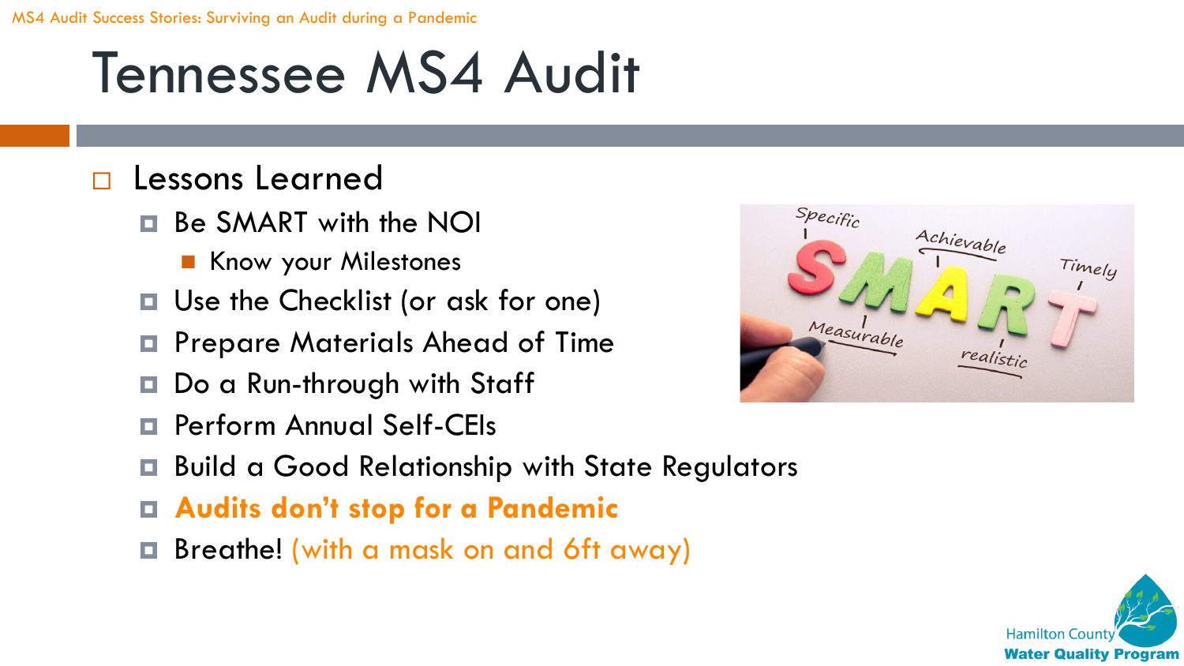# Tennessee MS4 Audit

- Lessons Learned
  - Be SMART with the NOI
    - Know your Milestones
  - Use the Checklist (or ask for one)
  - Prepare Materials Ahead of Time
  - Do a Run-through with Staff
  - Perform Annual Self-CEIs
  - Build a Good Relationship with State Regulators
  - **Audits don't stop for a Pandemic**
  - Breathe! (with a mask on and 6ft away)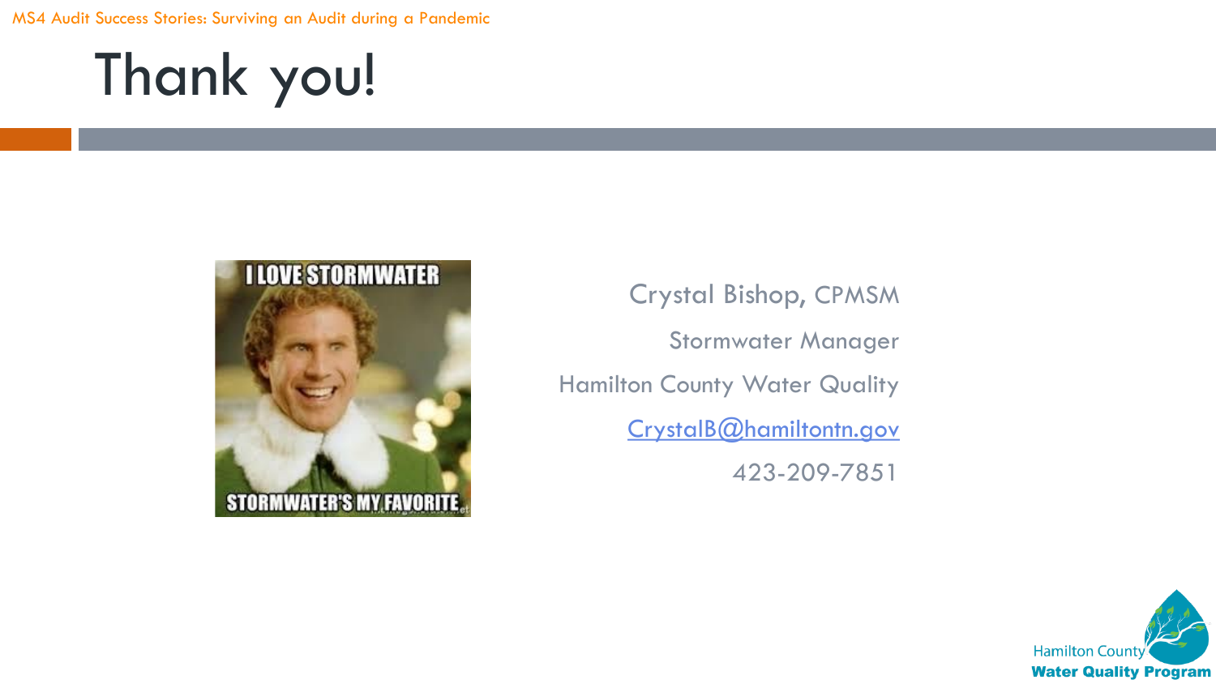# Thank you!

Crystal Bishop, CPMSM

Stormwater Manager

Hamilton County Water Quality

CrystalB@hamiltontn.gov

423-209-7851